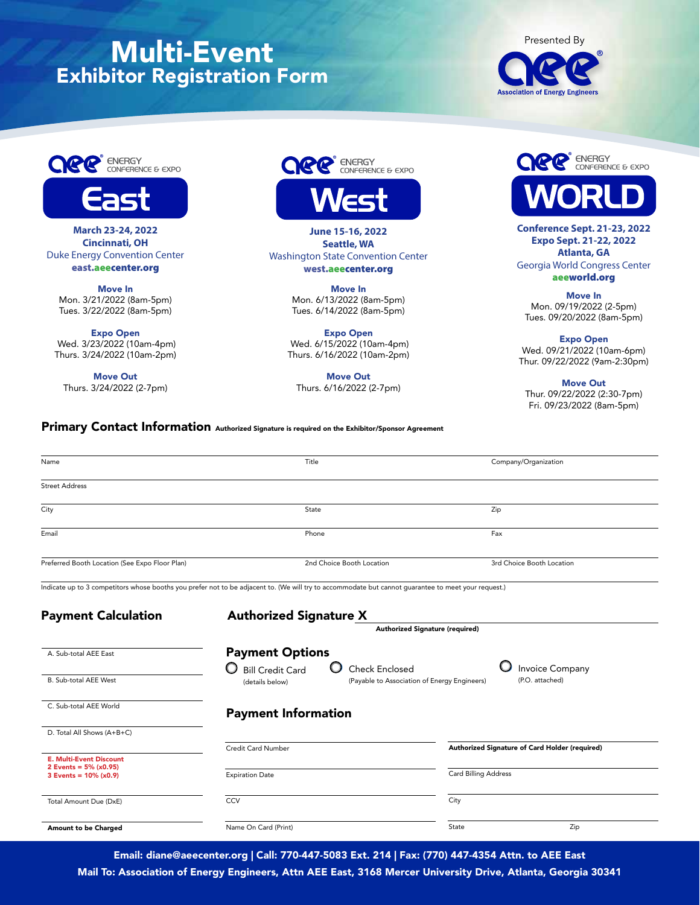# Multi-Event Exhibitor Registration Form

Presented By

Association of Energy Engineers

## AEE ENERGY CONFERENCE & EXPO East

**March 23-24, 2022**
**Cincinnati, OH**
Duke Energy Convention Center
**east.aeecenter.org**

**Move In**
Mon. 3/21/2022 (8am-5pm)
Tues. 3/22/2022 (8am-5pm)

**Expo Open**
Wed. 3/23/2022 (10am-4pm)
Thurs. 3/24/2022 (10am-2pm)

**Move Out**
Thurs. 3/24/2022 (2-7pm)

## AEE ENERGY CONFERENCE & EXPO West

**June 15-16, 2022**
**Seattle, WA**
Washington State Convention Center
**west.aeecenter.org**

**Move In**
Mon. 6/13/2022 (8am-5pm)
Tues. 6/14/2022 (8am-5pm)

**Expo Open**
Wed. 6/15/2022 (10am-4pm)
Thurs. 6/16/2022 (10am-2pm)

**Move Out**
Thurs. 6/16/2022 (2-7pm)

## AEE ENERGY CONFERENCE & EXPO WORLD

**Conference Sept. 21-23, 2022**
**Expo Sept. 21-22, 2022**
**Atlanta, GA**
Georgia World Congress Center
**aeeworld.org**

**Move In**
Mon. 09/19/2022 (2-5pm)
Tues. 09/20/2022 (8am-5pm)

**Expo Open**
Wed. 09/21/2022 (10am-6pm)
Thur. 09/22/2022 (9am-2:30pm)

**Move Out**
Thur. 09/22/2022 (2:30-7pm)
Fri. 09/23/2022 (8am-5pm)

## Primary Contact Information

**Authorized Signature is required on the Exhibitor/Sponsor Agreement**

| Name | Title | Company/Organization |
|---|---|---|
| Street Address | | |
| City | State | Zip |
| Email | Phone | Fax |
| Preferred Booth Location (See Expo Floor Plan) | 2nd Choice Booth Location | 3rd Choice Booth Location |

Indicate up to 3 competitors whose booths you prefer not to be adjacent to. (We will try to accommodate but cannot guarantee to meet your request.)

## Payment Calculation

- A. Sub-total AEE East
- B. Sub-total AEE West
- C. Sub-total AEE World
- D. Total All Shows (A+B+C)
- **E. Multi-Event Discount**
  **2 Events = 5% (x0.95)**
  **3 Events = 10% (x0.9)**
- Total Amount Due (DxE)
- **Amount to be Charged**

## Authorized Signature X

**Authorized Signature (required)**

## Payment Options

- ○ Bill Credit Card (details below)
- ○ Check Enclosed (Payable to Association of Energy Engineers)
- ○ Invoice Company (P.O. attached)

## Payment Information

| Credit Card Number | **Authorized Signature of Card Holder (required)** | |
|---|---|---|
| Expiration Date | Card Billing Address | |
| CCV | City | |
| Name On Card (Print) | State | Zip |

**Email: diane@aeecenter.org | Call: 770-447-5083 Ext. 214 | Fax: (770) 447-4354 Attn. to AEE East**
**Mail To: Association of Energy Engineers, Attn AEE East, 3168 Mercer University Drive, Atlanta, Georgia 30341**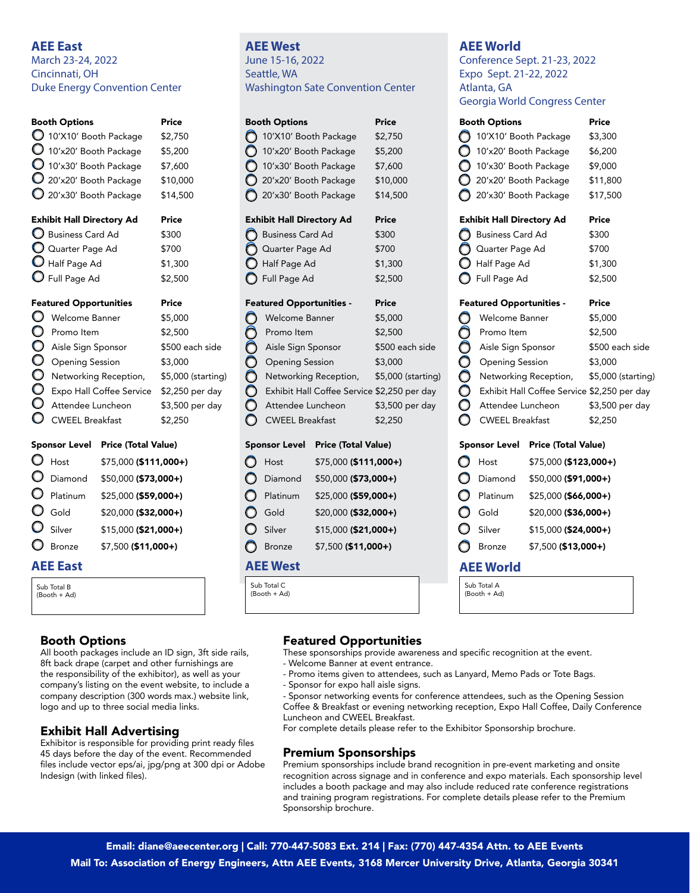## AEE East

March 23-24, 2022
Cincinnati, OH
Duke Energy Convention Center

| Booth Options | Price |
|---|---|
| 10'X10' Booth Package | $2,750 |
| 10'x20' Booth Package | $5,200 |
| 10'x30' Booth Package | $7,600 |
| 20'x20' Booth Package | $10,000 |
| 20'x30' Booth Package | $14,500 |

| Exhibit Hall Directory Ad | Price |
|---|---|
| Business Card Ad | $300 |
| Quarter Page Ad | $700 |
| Half Page Ad | $1,300 |
| Full Page Ad | $2,500 |

| Featured Opportunities | Price |
|---|---|
| Welcome Banner | $5,000 |
| Promo Item | $2,500 |
| Aisle Sign Sponsor | $500 each side |
| Opening Session | $3,000 |
| Networking Reception, | $5,000 (starting) |
| Expo Hall Coffee Service | $2,250 per day |
| Attendee Luncheon | $3,500 per day |
| CWEEL Breakfast | $2,250 |

| Sponsor Level | Price (Total Value) |
|---|---|
| Host | $75,000 **($111,000+)** |
| Diamond | $50,000 **($73,000+)** |
| Platinum | $25,000 **($59,000+)** |
| Gold | $20,000 **($32,000+)** |
| Silver | $15,000 **($21,000+)** |
| Bronze | $7,500 **($11,000+)** |

**AEE East**

Sub Total B
(Booth + Ad)

## AEE West

June 15-16, 2022
Seattle, WA
Washington Sate Convention Center

| Booth Options | Price |
|---|---|
| 10'X10' Booth Package | $2,750 |
| 10'x20' Booth Package | $5,200 |
| 10'x30' Booth Package | $7,600 |
| 20'x20' Booth Package | $10,000 |
| 20'x30' Booth Package | $14,500 |

| Exhibit Hall Directory Ad | Price |
|---|---|
| Business Card Ad | $300 |
| Quarter Page Ad | $700 |
| Half Page Ad | $1,300 |
| Full Page Ad | $2,500 |

| Featured Opportunities - | Price |
|---|---|
| Welcome Banner | $5,000 |
| Promo Item | $2,500 |
| Aisle Sign Sponsor | $500 each side |
| Opening Session | $3,000 |
| Networking Reception, | $5,000 (starting) |
| Exhibit Hall Coffee Service | $2,250 per day |
| Attendee Luncheon | $3,500 per day |
| CWEEL Breakfast | $2,250 |

| Sponsor Level | Price (Total Value) |
|---|---|
| Host | $75,000 **($111,000+)** |
| Diamond | $50,000 **($73,000+)** |
| Platinum | $25,000 **($59,000+)** |
| Gold | $20,000 **($32,000+)** |
| Silver | $15,000 **($21,000+)** |
| Bronze | $7,500 **($11,000+)** |

**AEE West**

Sub Total C
(Booth + Ad)

## AEE World

Conference Sept. 21-23, 2022
Expo Sept. 21-22, 2022
Atlanta, GA
Georgia World Congress Center

| Booth Options | Price |
|---|---|
| 10'X10' Booth Package | $3,300 |
| 10'x20' Booth Package | $6,200 |
| 10'x30' Booth Package | $9,000 |
| 20'x20' Booth Package | $11,800 |
| 20'x30' Booth Package | $17,500 |

| Exhibit Hall Directory Ad | Price |
|---|---|
| Business Card Ad | $300 |
| Quarter Page Ad | $700 |
| Half Page Ad | $1,300 |
| Full Page Ad | $2,500 |

| Featured Opportunities - | Price |
|---|---|
| Welcome Banner | $5,000 |
| Promo Item | $2,500 |
| Aisle Sign Sponsor | $500 each side |
| Opening Session | $3,000 |
| Networking Reception, | $5,000 (starting) |
| Exhibit Hall Coffee Service | $2,250 per day |
| Attendee Luncheon | $3,500 per day |
| CWEEL Breakfast | $2,250 |

| Sponsor Level | Price (Total Value) |
|---|---|
| Host | $75,000 **($123,000+)** |
| Diamond | $50,000 **($91,000+)** |
| Platinum | $25,000 **($66,000+)** |
| Gold | $20,000 **($36,000+)** |
| Silver | $15,000 **($24,000+)** |
| Bronze | $7,500 **($13,000+)** |

**AEE World**

Sub Total A
(Booth + Ad)

## Booth Options

All booth packages include an ID sign, 3ft side rails, 8ft back drape (carpet and other furnishings are the responsibility of the exhibitor), as well as your company's listing on the event website, to include a company description (300 words max.) website link, logo and up to three social media links.

## Exhibit Hall Advertising

Exhibitor is responsible for providing print ready files 45 days before the day of the event. Recommended files include vector eps/ai, jpg/png at 300 dpi or Adobe Indesign (with linked files).

## Featured Opportunities

These sponsorships provide awareness and specific recognition at the event.

- Welcome Banner at event entrance.
- Promo items given to attendees, such as Lanyard, Memo Pads or Tote Bags.
- Sponsor for expo hall aisle signs.
- Sponsor networking events for conference attendees, such as the Opening Session Coffee & Breakfast or evening networking reception, Expo Hall Coffee, Daily Conference Luncheon and CWEEL Breakfast.

For complete details please refer to the Exhibitor Sponsorship brochure.

## Premium Sponsorships

Premium sponsorships include brand recognition in pre-event marketing and onsite recognition across signage and in conference and expo materials. Each sponsorship level includes a booth package and may also include reduced rate conference registrations and training program registrations. For complete details please refer to the Premium Sponsorship brochure.

**Email: diane@aeecenter.org | Call: 770-447-5083 Ext. 214 | Fax: (770) 447-4354 Attn. to AEE Events**
**Mail To: Association of Energy Engineers, Attn AEE Events, 3168 Mercer University Drive, Atlanta, Georgia 30341**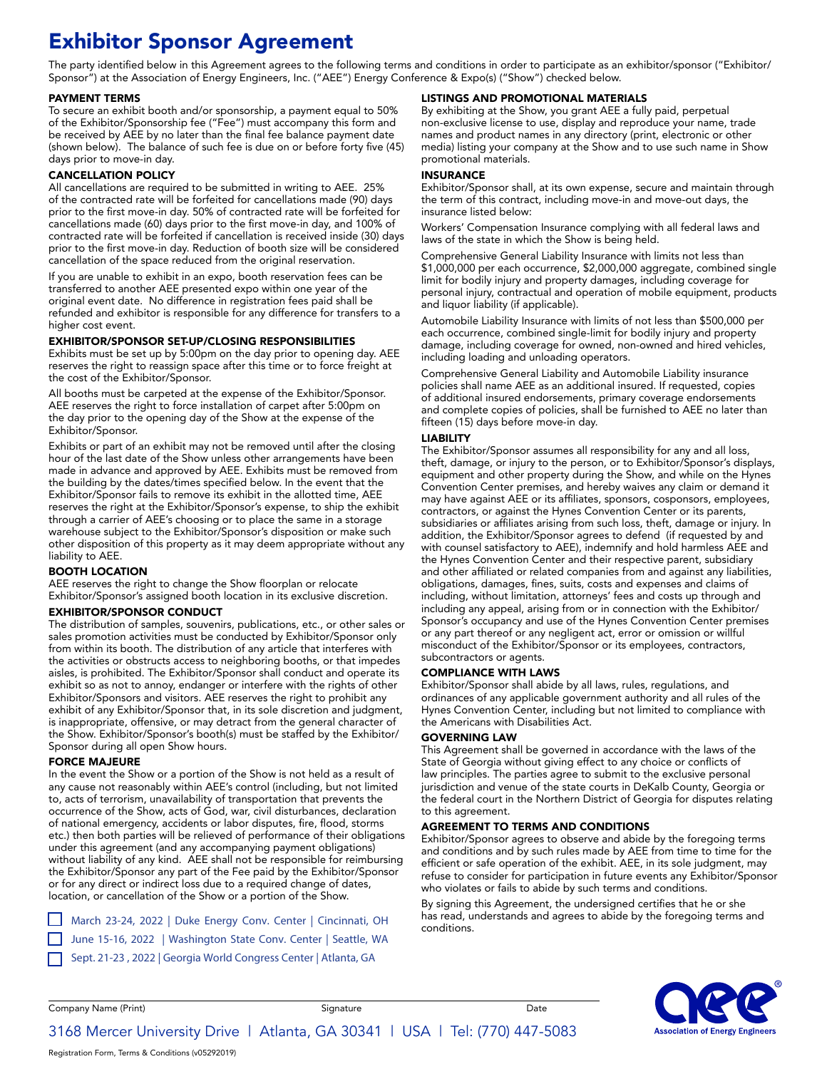# Exhibitor Sponsor Agreement

The party identified below in this Agreement agrees to the following terms and conditions in order to participate as an exhibitor/sponsor ("Exhibitor/Sponsor") at the Association of Energy Engineers, Inc. ("AEE") Energy Conference & Expo(s) ("Show") checked below.

### PAYMENT TERMS

To secure an exhibit booth and/or sponsorship, a payment equal to 50% of the Exhibitor/Sponsorship fee ("Fee") must accompany this form and be received by AEE by no later than the final fee balance payment date (shown below). The balance of such fee is due on or before forty five (45) days prior to move-in day.

### CANCELLATION POLICY

All cancellations are required to be submitted in writing to AEE. 25% of the contracted rate will be forfeited for cancellations made (90) days prior to the first move-in day. 50% of contracted rate will be forfeited for cancellations made (60) days prior to the first move-in day, and 100% of contracted rate will be forfeited if cancellation is received inside (30) days prior to the first move-in day. Reduction of booth size will be considered cancellation of the space reduced from the original reservation.

If you are unable to exhibit in an expo, booth reservation fees can be transferred to another AEE presented expo within one year of the original event date. No difference in registration fees paid shall be refunded and exhibitor is responsible for any difference for transfers to a higher cost event.

### EXHIBITOR/SPONSOR SET-UP/CLOSING RESPONSIBILITIES

Exhibits must be set up by 5:00pm on the day prior to opening day. AEE reserves the right to reassign space after this time or to force freight at the cost of the Exhibitor/Sponsor.

All booths must be carpeted at the expense of the Exhibitor/Sponsor. AEE reserves the right to force installation of carpet after 5:00pm on the day prior to the opening day of the Show at the expense of the Exhibitor/Sponsor.

Exhibits or part of an exhibit may not be removed until after the closing hour of the last date of the Show unless other arrangements have been made in advance and approved by AEE. Exhibits must be removed from the building by the dates/times specified below. In the event that the Exhibitor/Sponsor fails to remove its exhibit in the allotted time, AEE reserves the right at the Exhibitor/Sponsor's expense, to ship the exhibit through a carrier of AEE's choosing or to place the same in a storage warehouse subject to the Exhibitor/Sponsor's disposition or make such other disposition of this property as it may deem appropriate without any liability to AEE.

### BOOTH LOCATION

AEE reserves the right to change the Show floorplan or relocate Exhibitor/Sponsor's assigned booth location in its exclusive discretion.

### EXHIBITOR/SPONSOR CONDUCT

The distribution of samples, souvenirs, publications, etc., or other sales or sales promotion activities must be conducted by Exhibitor/Sponsor only from within its booth. The distribution of any article that interferes with the activities or obstructs access to neighboring booths, or that impedes aisles, is prohibited. The Exhibitor/Sponsor shall conduct and operate its exhibit so as not to annoy, endanger or interfere with the rights of other Exhibitor/Sponsors and visitors. AEE reserves the right to prohibit any exhibit of any Exhibitor/Sponsor that, in its sole discretion and judgment, is inappropriate, offensive, or may detract from the general character of the Show. Exhibitor/Sponsor's booth(s) must be staffed by the Exhibitor/Sponsor during all open Show hours.

### FORCE MAJEURE

In the event the Show or a portion of the Show is not held as a result of any cause not reasonably within AEE's control (including, but not limited to, acts of terrorism, unavailability of transportation that prevents the occurrence of the Show, acts of God, war, civil disturbances, declaration of national emergency, accidents or labor disputes, fire, flood, storms etc.) then both parties will be relieved of performance of their obligations under this agreement (and any accompanying payment obligations) without liability of any kind. AEE shall not be responsible for reimbursing the Exhibitor/Sponsor any part of the Fee paid by the Exhibitor/Sponsor or for any direct or indirect loss due to a required change of dates, location, or cancellation of the Show or a portion of the Show.

- ☐ March 23-24, 2022 | Duke Energy Conv. Center | Cincinnati, OH
- ☐ June 15-16, 2022 | Washington State Conv. Center | Seattle, WA
- ☐ Sept. 21-23 , 2022 | Georgia World Congress Center | Atlanta, GA

### LISTINGS AND PROMOTIONAL MATERIALS

By exhibiting at the Show, you grant AEE a fully paid, perpetual non-exclusive license to use, display and reproduce your name, trade names and product names in any directory (print, electronic or other media) listing your company at the Show and to use such name in Show promotional materials.

### INSURANCE

Exhibitor/Sponsor shall, at its own expense, secure and maintain through the term of this contract, including move-in and move-out days, the insurance listed below:

Workers' Compensation Insurance complying with all federal laws and laws of the state in which the Show is being held.

Comprehensive General Liability Insurance with limits not less than $1,000,000 per each occurrence, $2,000,000 aggregate, combined single limit for bodily injury and property damages, including coverage for personal injury, contractual and operation of mobile equipment, products and liquor liability (if applicable).

Automobile Liability Insurance with limits of not less than $500,000 per each occurrence, combined single-limit for bodily injury and property damage, including coverage for owned, non-owned and hired vehicles, including loading and unloading operators.

Comprehensive General Liability and Automobile Liability insurance policies shall name AEE as an additional insured. If requested, copies of additional insured endorsements, primary coverage endorsements and complete copies of policies, shall be furnished to AEE no later than fifteen (15) days before move-in day.

### LIABILITY

The Exhibitor/Sponsor assumes all responsibility for any and all loss, theft, damage, or injury to the person, or to Exhibitor/Sponsor's displays, equipment and other property during the Show, and while on the Hynes Convention Center premises, and hereby waives any claim or demand it may have against AEE or its affiliates, sponsors, cosponsors, employees, contractors, or against the Hynes Convention Center or its parents, subsidiaries or affiliates arising from such loss, theft, damage or injury. In addition, the Exhibitor/Sponsor agrees to defend (if requested by and with counsel satisfactory to AEE), indemnify and hold harmless AEE and the Hynes Convention Center and their respective parent, subsidiary and other affiliated or related companies from and against any liabilities, obligations, damages, fines, suits, costs and expenses and claims of including, without limitation, attorneys' fees and costs up through and including any appeal, arising from or in connection with the Exhibitor/Sponsor's occupancy and use of the Hynes Convention Center premises or any part thereof or any negligent act, error or omission or willful misconduct of the Exhibitor/Sponsor or its employees, contractors, subcontractors or agents.

### COMPLIANCE WITH LAWS

Exhibitor/Sponsor shall abide by all laws, rules, regulations, and ordinances of any applicable government authority and all rules of the Hynes Convention Center, including but not limited to compliance with the Americans with Disabilities Act.

### GOVERNING LAW

This Agreement shall be governed in accordance with the laws of the State of Georgia without giving effect to any choice or conflicts of law principles. The parties agree to submit to the exclusive personal jurisdiction and venue of the state courts in DeKalb County, Georgia or the federal court in the Northern District of Georgia for disputes relating to this agreement.

### AGREEMENT TO TERMS AND CONDITIONS

Exhibitor/Sponsor agrees to observe and abide by the foregoing terms and conditions and by such rules made by AEE from time to time for the efficient or safe operation of the exhibit. AEE, in its sole judgment, may refuse to consider for participation in future events any Exhibitor/Sponsor who violates or fails to abide by such terms and conditions.

By signing this Agreement, the undersigned certifies that he or she has read, understands and agrees to abide by the foregoing terms and conditions.

Company Name (Print) ____________ Signature ____________ Date ____________

3168 Mercer University Drive | Atlanta, GA 30341 | USA | Tel: (770) 447-5083

Association of Energy Engineers

Registration Form, Terms & Conditions (v05292019)